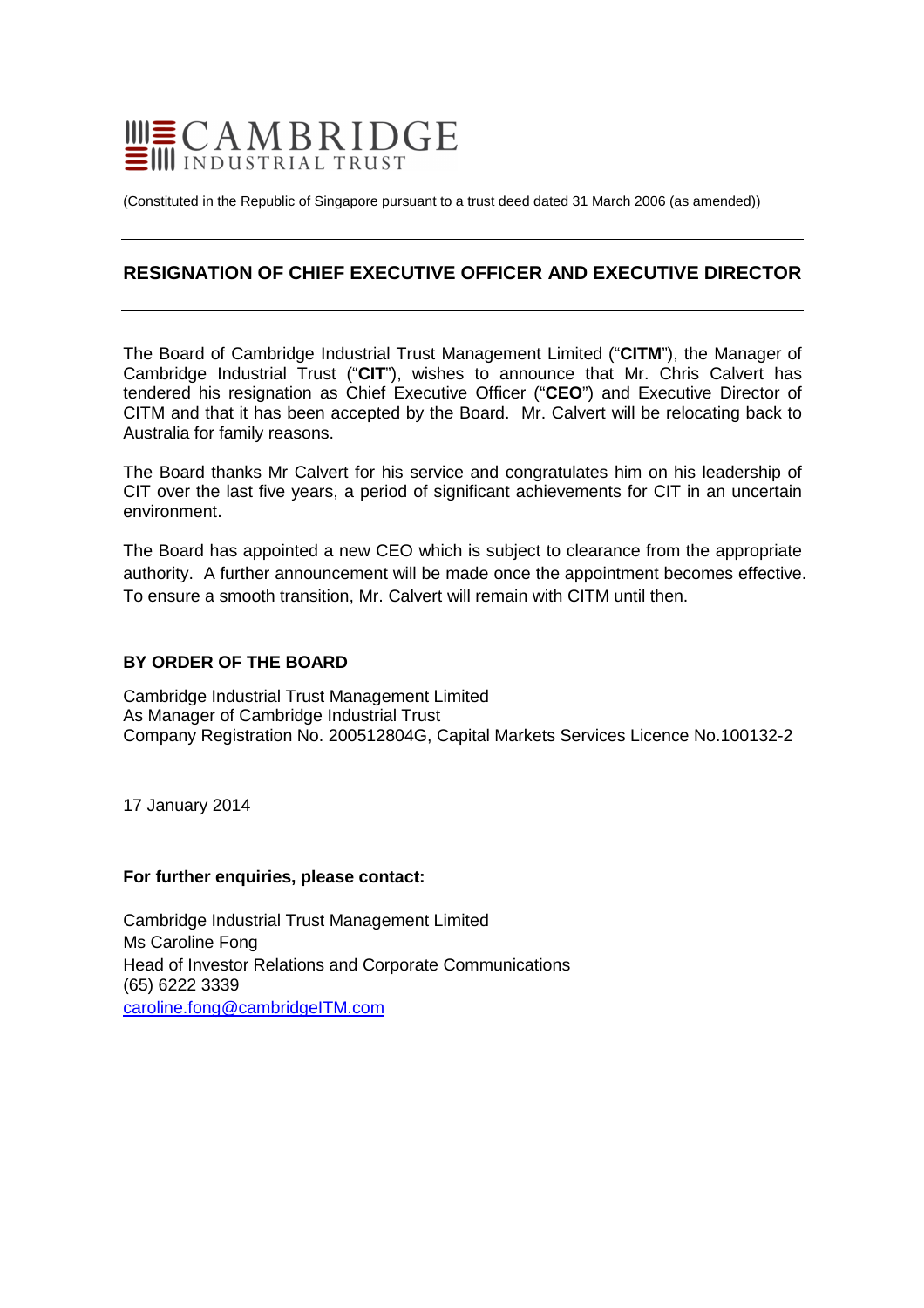CAMBRIDGE INDUSTRIAL TRUST

(Constituted in the Republic of Singapore pursuant to a trust deed dated 31 March 2006 (as amended))

## RESIGNATION OF CHIEF EXECUTIVE OFFICER AND EXECUTIVE DIRECTOR

The Board of Cambridge Industrial Trust Management Limited ("**CITM**"), the Manager of Cambridge Industrial Trust ("**CIT**"), wishes to announce that Mr. Chris Calvert has tendered his resignation as Chief Executive Officer ("**CEO**") and Executive Director of CITM and that it has been accepted by the Board. Mr. Calvert will be relocating back to Australia for family reasons.

The Board thanks Mr Calvert for his service and congratulates him on his leadership of CIT over the last five years, a period of significant achievements for CIT in an uncertain environment.

The Board has appointed a new CEO which is subject to clearance from the appropriate authority. A further announcement will be made once the appointment becomes effective. To ensure a smooth transition, Mr. Calvert will remain with CITM until then.

**BY ORDER OF THE BOARD**

Cambridge Industrial Trust Management Limited
As Manager of Cambridge Industrial Trust
Company Registration No. 200512804G, Capital Markets Services Licence No.100132-2

17 January 2014

**For further enquiries, please contact:**

Cambridge Industrial Trust Management Limited
Ms Caroline Fong
Head of Investor Relations and Corporate Communications
(65) 6222 3339
caroline.fong@cambridgeITM.com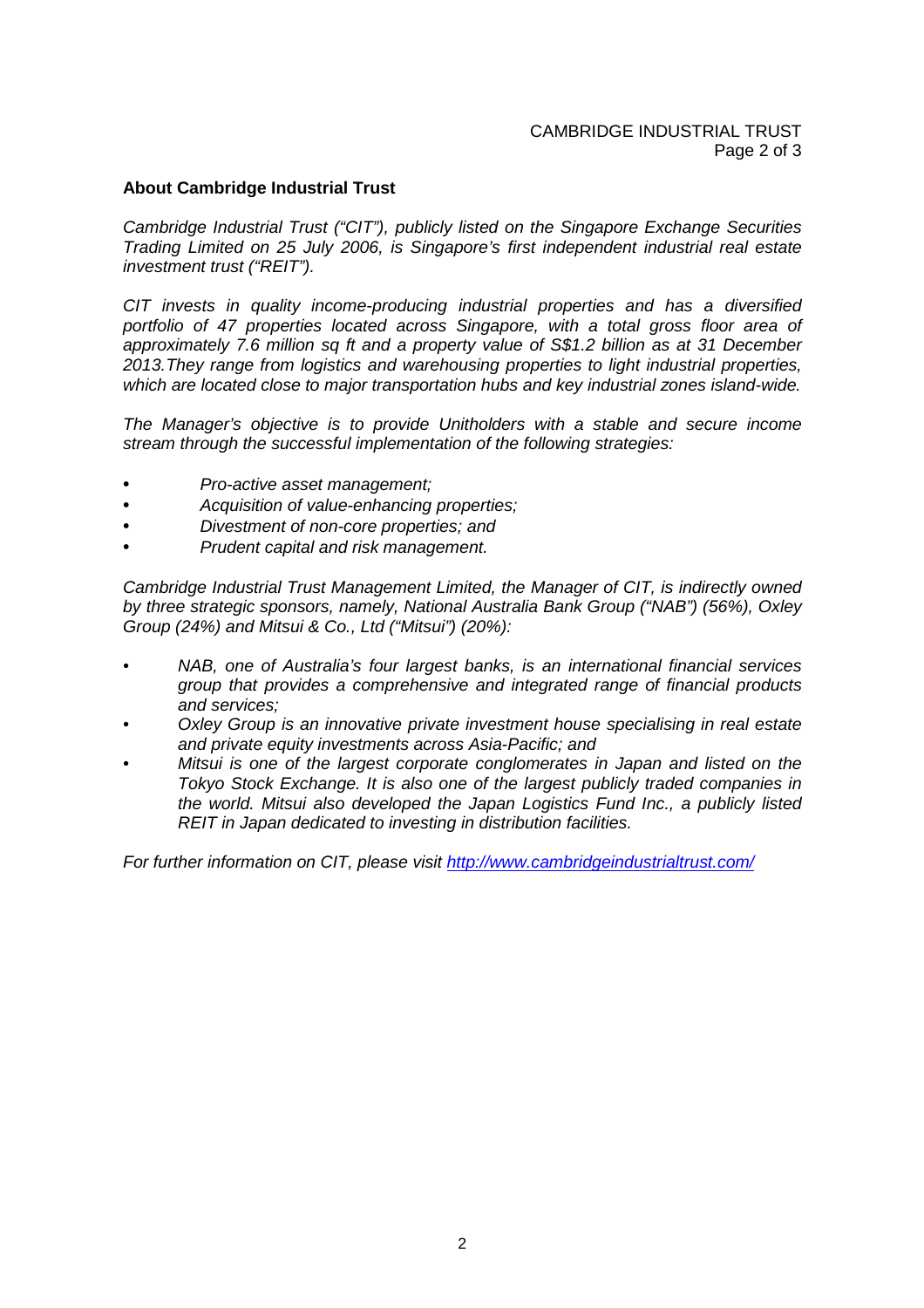## About Cambridge Industrial Trust

*Cambridge Industrial Trust ("CIT"), publicly listed on the Singapore Exchange Securities Trading Limited on 25 July 2006, is Singapore's first independent industrial real estate investment trust ("REIT").*

*CIT invests in quality income-producing industrial properties and has a diversified portfolio of 47 properties located across Singapore, with a total gross floor area of approximately 7.6 million sq ft and a property value of S$1.2 billion as at 31 December 2013.They range from logistics and warehousing properties to light industrial properties, which are located close to major transportation hubs and key industrial zones island-wide.*

*The Manager's objective is to provide Unitholders with a stable and secure income stream through the successful implementation of the following strategies:*

- *Pro-active asset management;*
- *Acquisition of value-enhancing properties;*
- *Divestment of non-core properties; and*
- *Prudent capital and risk management.*

*Cambridge Industrial Trust Management Limited, the Manager of CIT, is indirectly owned by three strategic sponsors, namely, National Australia Bank Group ("NAB") (56%), Oxley Group (24%) and Mitsui & Co., Ltd ("Mitsui") (20%):*

- *NAB, one of Australia's four largest banks, is an international financial services group that provides a comprehensive and integrated range of financial products and services;*
- *Oxley Group is an innovative private investment house specialising in real estate and private equity investments across Asia-Pacific; and*
- *Mitsui is one of the largest corporate conglomerates in Japan and listed on the Tokyo Stock Exchange. It is also one of the largest publicly traded companies in the world. Mitsui also developed the Japan Logistics Fund Inc., a publicly listed REIT in Japan dedicated to investing in distribution facilities.*

*For further information on CIT, please visit [http://www.cambridgeindustrialtrust.com/](http://www.cambridgeindustrialtrust.com/)*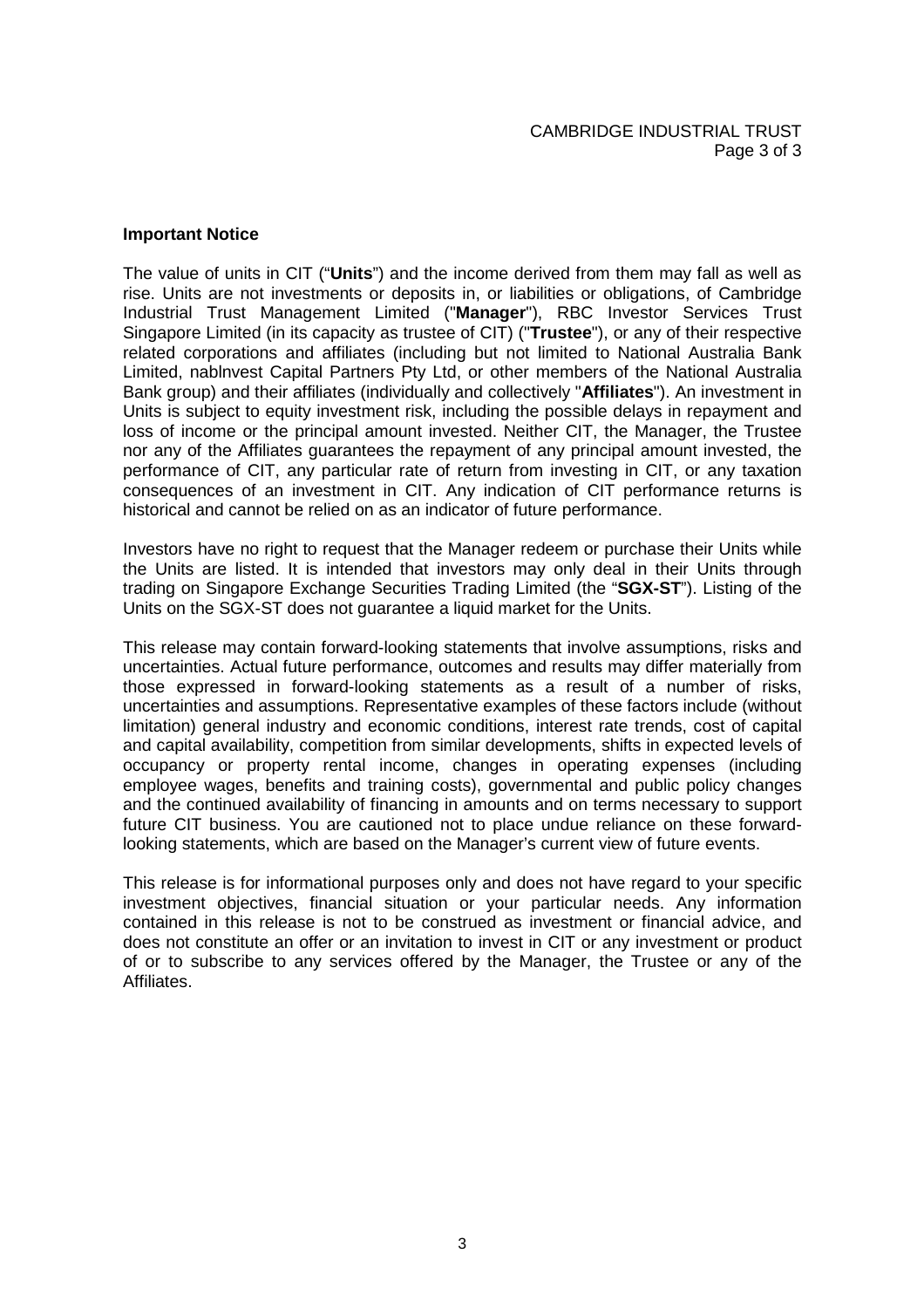**Important Notice**

The value of units in CIT ("**Units**") and the income derived from them may fall as well as rise. Units are not investments or deposits in, or liabilities or obligations, of Cambridge Industrial Trust Management Limited ("**Manager**"), RBC Investor Services Trust Singapore Limited (in its capacity as trustee of CIT) ("**Trustee**"), or any of their respective related corporations and affiliates (including but not limited to National Australia Bank Limited, nablnvest Capital Partners Pty Ltd, or other members of the National Australia Bank group) and their affiliates (individually and collectively "**Affiliates**"). An investment in Units is subject to equity investment risk, including the possible delays in repayment and loss of income or the principal amount invested. Neither CIT, the Manager, the Trustee nor any of the Affiliates guarantees the repayment of any principal amount invested, the performance of CIT, any particular rate of return from investing in CIT, or any taxation consequences of an investment in CIT. Any indication of CIT performance returns is historical and cannot be relied on as an indicator of future performance.

Investors have no right to request that the Manager redeem or purchase their Units while the Units are listed. It is intended that investors may only deal in their Units through trading on Singapore Exchange Securities Trading Limited (the "**SGX-ST**"). Listing of the Units on the SGX-ST does not guarantee a liquid market for the Units.

This release may contain forward-looking statements that involve assumptions, risks and uncertainties. Actual future performance, outcomes and results may differ materially from those expressed in forward-looking statements as a result of a number of risks, uncertainties and assumptions. Representative examples of these factors include (without limitation) general industry and economic conditions, interest rate trends, cost of capital and capital availability, competition from similar developments, shifts in expected levels of occupancy or property rental income, changes in operating expenses (including employee wages, benefits and training costs), governmental and public policy changes and the continued availability of financing in amounts and on terms necessary to support future CIT business. You are cautioned not to place undue reliance on these forward-looking statements, which are based on the Manager's current view of future events.

This release is for informational purposes only and does not have regard to your specific investment objectives, financial situation or your particular needs. Any information contained in this release is not to be construed as investment or financial advice, and does not constitute an offer or an invitation to invest in CIT or any investment or product of or to subscribe to any services offered by the Manager, the Trustee or any of the Affiliates.